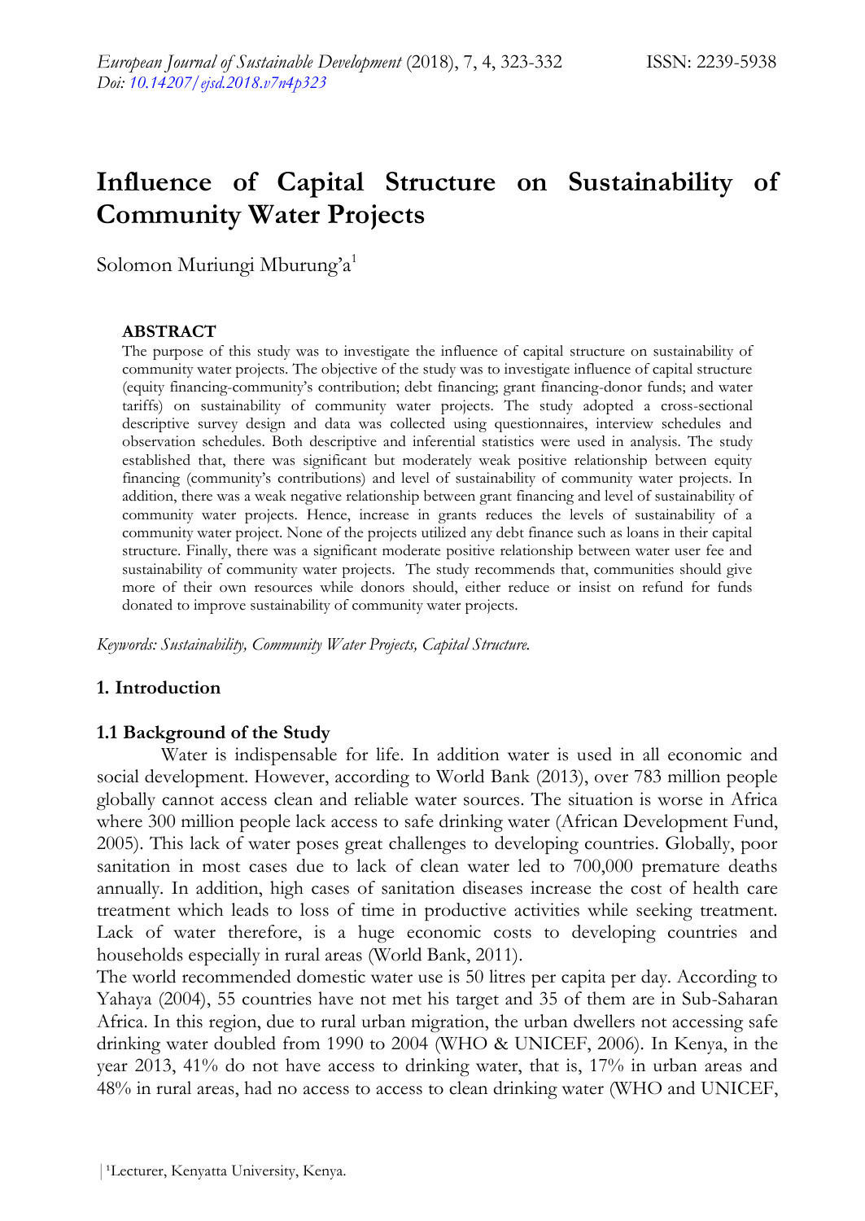# Influence of Capital Structure on Sustainability of Community Water Projects

Solomon Muriungi Mburung'a[1]

**ABSTRACT**

The purpose of this study was to investigate the influence of capital structure on sustainability of community water projects. The objective of the study was to investigate influence of capital structure (equity financing-community's contribution; debt financing; grant financing-donor funds; and water tariffs) on sustainability of community water projects. The study adopted a cross-sectional descriptive survey design and data was collected using questionnaires, interview schedules and observation schedules. Both descriptive and inferential statistics were used in analysis. The study established that, there was significant but moderately weak positive relationship between equity financing (community's contributions) and level of sustainability of community water projects. In addition, there was a weak negative relationship between grant financing and level of sustainability of community water projects. Hence, increase in grants reduces the levels of sustainability of a community water project. None of the projects utilized any debt finance such as loans in their capital structure. Finally, there was a significant moderate positive relationship between water user fee and sustainability of community water projects. The study recommends that, communities should give more of their own resources while donors should, either reduce or insist on refund for funds donated to improve sustainability of community water projects.

*Keywords: Sustainability, Community Water Projects, Capital Structure.*

## 1. Introduction

### 1.1 Background of the Study

Water is indispensable for life. In addition water is used in all economic and social development. However, according to World Bank (2013), over 783 million people globally cannot access clean and reliable water sources. The situation is worse in Africa where 300 million people lack access to safe drinking water (African Development Fund, 2005). This lack of water poses great challenges to developing countries. Globally, poor sanitation in most cases due to lack of clean water led to 700,000 premature deaths annually. In addition, high cases of sanitation diseases increase the cost of health care treatment which leads to loss of time in productive activities while seeking treatment. Lack of water therefore, is a huge economic costs to developing countries and households especially in rural areas (World Bank, 2011).

The world recommended domestic water use is 50 litres per capita per day. According to Yahaya (2004), 55 countries have not met his target and 35 of them are in Sub-Saharan Africa. In this region, due to rural urban migration, the urban dwellers not accessing safe drinking water doubled from 1990 to 2004 (WHO & UNICEF, 2006). In Kenya, in the year 2013, 41% do not have access to drinking water, that is, 17% in urban areas and 48% in rural areas, had no access to access to clean drinking water (WHO and UNICEF,

[1]Lecturer, Kenyatta University, Kenya.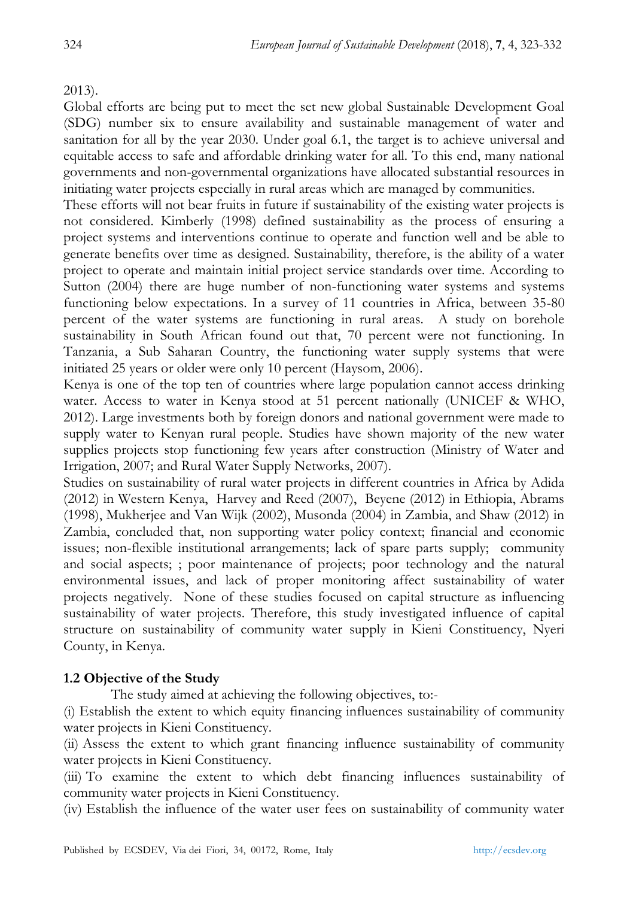2013).

Global efforts are being put to meet the set new global Sustainable Development Goal (SDG) number six to ensure availability and sustainable management of water and sanitation for all by the year 2030. Under goal 6.1, the target is to achieve universal and equitable access to safe and affordable drinking water for all. To this end, many national governments and non-governmental organizations have allocated substantial resources in initiating water projects especially in rural areas which are managed by communities.

These efforts will not bear fruits in future if sustainability of the existing water projects is not considered. Kimberly (1998) defined sustainability as the process of ensuring a project systems and interventions continue to operate and function well and be able to generate benefits over time as designed. Sustainability, therefore, is the ability of a water project to operate and maintain initial project service standards over time. According to Sutton (2004) there are huge number of non-functioning water systems and systems functioning below expectations. In a survey of 11 countries in Africa, between 35-80 percent of the water systems are functioning in rural areas. A study on borehole sustainability in South African found out that, 70 percent were not functioning. In Tanzania, a Sub Saharan Country, the functioning water supply systems that were initiated 25 years or older were only 10 percent (Haysom, 2006).

Kenya is one of the top ten of countries where large population cannot access drinking water. Access to water in Kenya stood at 51 percent nationally (UNICEF & WHO, 2012). Large investments both by foreign donors and national government were made to supply water to Kenyan rural people. Studies have shown majority of the new water supplies projects stop functioning few years after construction (Ministry of Water and Irrigation, 2007; and Rural Water Supply Networks, 2007).

Studies on sustainability of rural water projects in different countries in Africa by Adida (2012) in Western Kenya, Harvey and Reed (2007), Beyene (2012) in Ethiopia, Abrams (1998), Mukherjee and Van Wijk (2002), Musonda (2004) in Zambia, and Shaw (2012) in Zambia, concluded that, non supporting water policy context; financial and economic issues; non-flexible institutional arrangements; lack of spare parts supply; community and social aspects; ; poor maintenance of projects; poor technology and the natural environmental issues, and lack of proper monitoring affect sustainability of water projects negatively. None of these studies focused on capital structure as influencing sustainability of water projects. Therefore, this study investigated influence of capital structure on sustainability of community water supply in Kieni Constituency, Nyeri County, in Kenya.

## 1.2 Objective of the Study

The study aimed at achieving the following objectives, to:-

(i) Establish the extent to which equity financing influences sustainability of community water projects in Kieni Constituency.

(ii) Assess the extent to which grant financing influence sustainability of community water projects in Kieni Constituency.

(iii) To examine the extent to which debt financing influences sustainability of community water projects in Kieni Constituency.

(iv) Establish the influence of the water user fees on sustainability of community water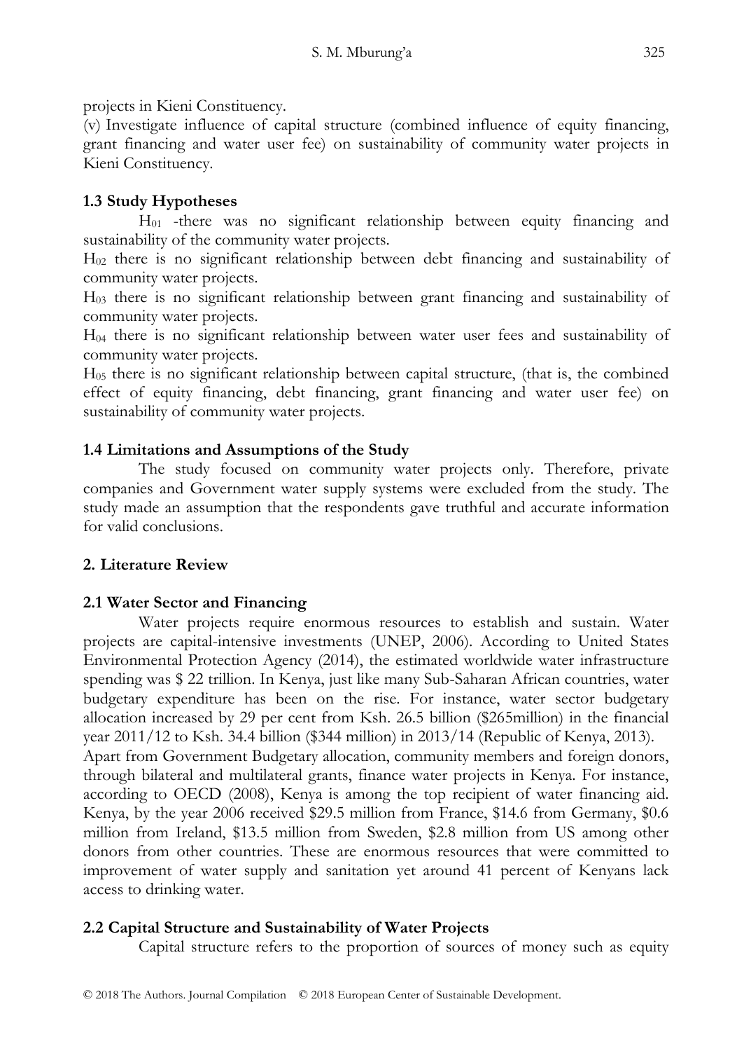projects in Kieni Constituency.

(v) Investigate influence of capital structure (combined influence of equity financing, grant financing and water user fee) on sustainability of community water projects in Kieni Constituency.

### 1.3 Study Hypotheses

$H_{01}$ -there was no significant relationship between equity financing and sustainability of the community water projects.

$H_{02}$ there is no significant relationship between debt financing and sustainability of community water projects.

$H_{03}$ there is no significant relationship between grant financing and sustainability of community water projects.

$H_{04}$ there is no significant relationship between water user fees and sustainability of community water projects.

$H_{05}$ there is no significant relationship between capital structure, (that is, the combined effect of equity financing, debt financing, grant financing and water user fee) on sustainability of community water projects.

### 1.4 Limitations and Assumptions of the Study

The study focused on community water projects only. Therefore, private companies and Government water supply systems were excluded from the study. The study made an assumption that the respondents gave truthful and accurate information for valid conclusions.

## 2. Literature Review

### 2.1 Water Sector and Financing

Water projects require enormous resources to establish and sustain. Water projects are capital-intensive investments (UNEP, 2006). According to United States Environmental Protection Agency (2014), the estimated worldwide water infrastructure spending was $ 22 trillion. In Kenya, just like many Sub-Saharan African countries, water budgetary expenditure has been on the rise. For instance, water sector budgetary allocation increased by 29 per cent from Ksh. 26.5 billion ($265million) in the financial year 2011/12 to Ksh. 34.4 billion ($344 million) in 2013/14 (Republic of Kenya, 2013).

Apart from Government Budgetary allocation, community members and foreign donors, through bilateral and multilateral grants, finance water projects in Kenya. For instance, according to OECD (2008), Kenya is among the top recipient of water financing aid. Kenya, by the year 2006 received $29.5 million from France, $14.6 from Germany, $0.6 million from Ireland, $13.5 million from Sweden, $2.8 million from US among other donors from other countries. These are enormous resources that were committed to improvement of water supply and sanitation yet around 41 percent of Kenyans lack access to drinking water.

### 2.2 Capital Structure and Sustainability of Water Projects

Capital structure refers to the proportion of sources of money such as equity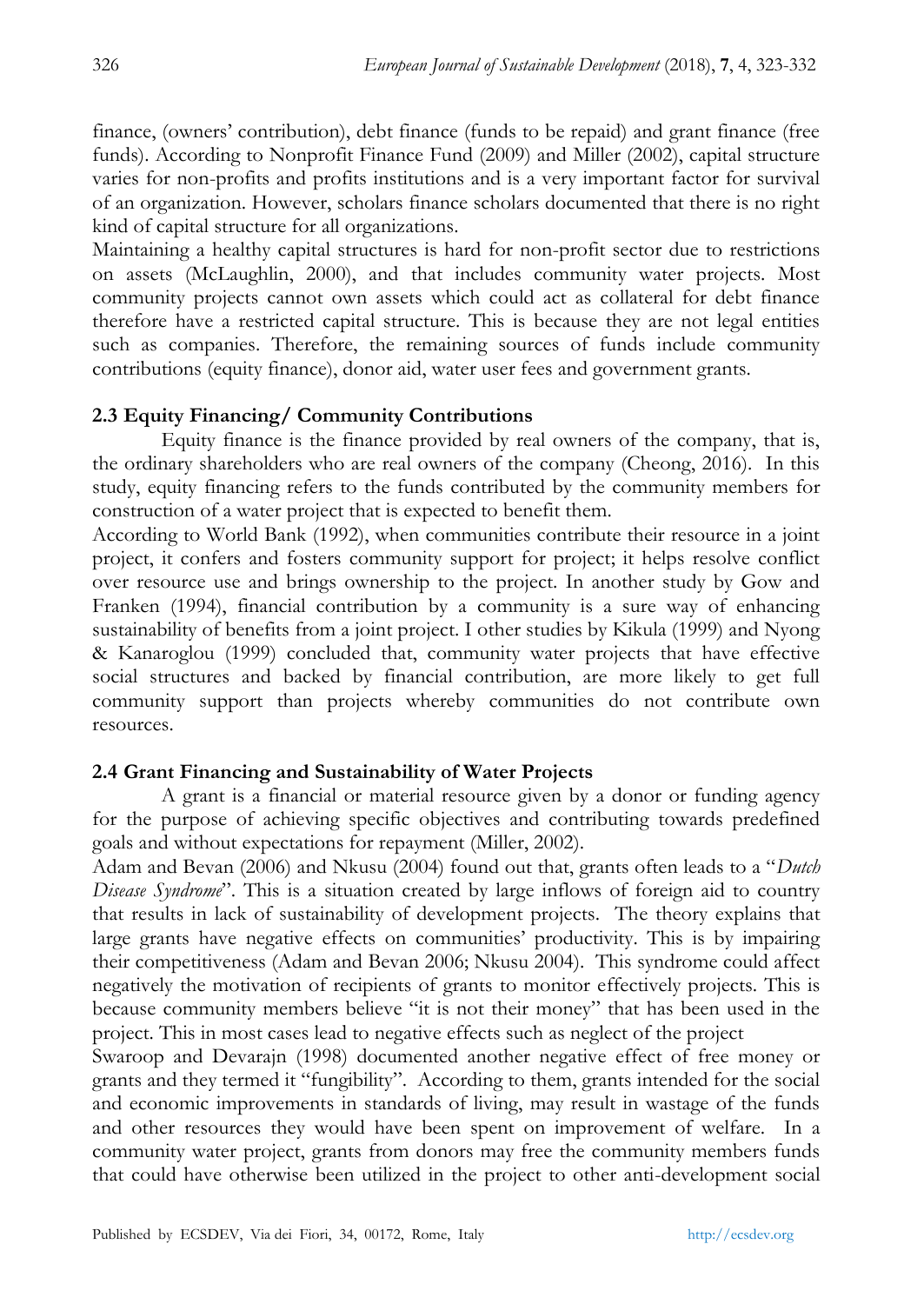finance, (owners' contribution), debt finance (funds to be repaid) and grant finance (free funds). According to Nonprofit Finance Fund (2009) and Miller (2002), capital structure varies for non-profits and profits institutions and is a very important factor for survival of an organization. However, scholars finance scholars documented that there is no right kind of capital structure for all organizations.

Maintaining a healthy capital structures is hard for non-profit sector due to restrictions on assets (McLaughlin, 2000), and that includes community water projects. Most community projects cannot own assets which could act as collateral for debt finance therefore have a restricted capital structure. This is because they are not legal entities such as companies. Therefore, the remaining sources of funds include community contributions (equity finance), donor aid, water user fees and government grants.

### 2.3 Equity Financing/ Community Contributions

Equity finance is the finance provided by real owners of the company, that is, the ordinary shareholders who are real owners of the company (Cheong, 2016). In this study, equity financing refers to the funds contributed by the community members for construction of a water project that is expected to benefit them.

According to World Bank (1992), when communities contribute their resource in a joint project, it confers and fosters community support for project; it helps resolve conflict over resource use and brings ownership to the project. In another study by Gow and Franken (1994), financial contribution by a community is a sure way of enhancing sustainability of benefits from a joint project. I other studies by Kikula (1999) and Nyong & Kanaroglou (1999) concluded that, community water projects that have effective social structures and backed by financial contribution, are more likely to get full community support than projects whereby communities do not contribute own resources.

### 2.4 Grant Financing and Sustainability of Water Projects

A grant is a financial or material resource given by a donor or funding agency for the purpose of achieving specific objectives and contributing towards predefined goals and without expectations for repayment (Miller, 2002).

Adam and Bevan (2006) and Nkusu (2004) found out that, grants often leads to a "*Dutch Disease Syndrome*". This is a situation created by large inflows of foreign aid to country that results in lack of sustainability of development projects. The theory explains that large grants have negative effects on communities' productivity. This is by impairing their competitiveness (Adam and Bevan 2006; Nkusu 2004). This syndrome could affect negatively the motivation of recipients of grants to monitor effectively projects. This is because community members believe "it is not their money" that has been used in the project. This in most cases lead to negative effects such as neglect of the project

Swaroop and Devarajn (1998) documented another negative effect of free money or grants and they termed it "fungibility". According to them, grants intended for the social and economic improvements in standards of living, may result in wastage of the funds and other resources they would have been spent on improvement of welfare. In a community water project, grants from donors may free the community members funds that could have otherwise been utilized in the project to other anti-development social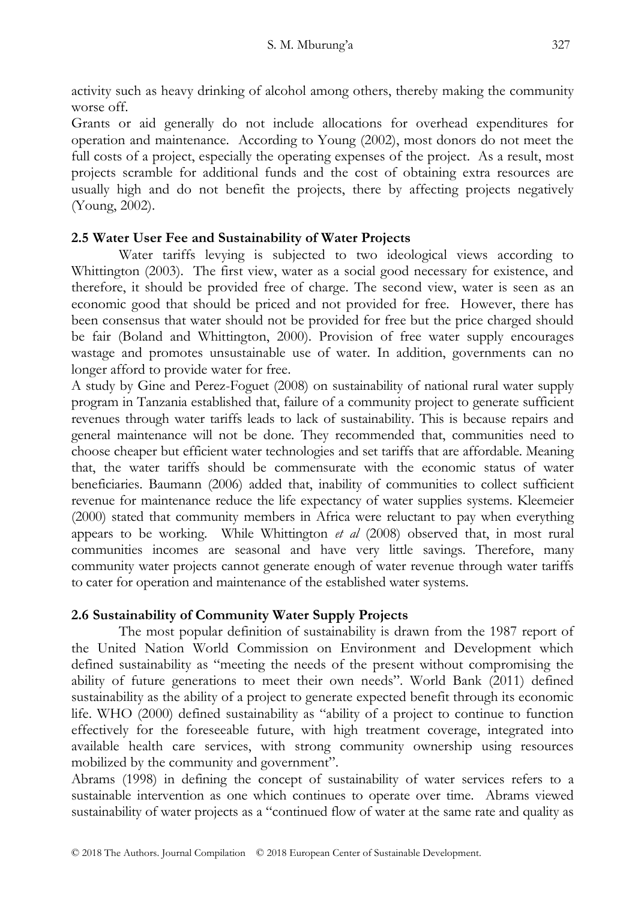activity such as heavy drinking of alcohol among others, thereby making the community worse off.

Grants or aid generally do not include allocations for overhead expenditures for operation and maintenance. According to Young (2002), most donors do not meet the full costs of a project, especially the operating expenses of the project. As a result, most projects scramble for additional funds and the cost of obtaining extra resources are usually high and do not benefit the projects, there by affecting projects negatively (Young, 2002).

### 2.5 Water User Fee and Sustainability of Water Projects

Water tariffs levying is subjected to two ideological views according to Whittington (2003). The first view, water as a social good necessary for existence, and therefore, it should be provided free of charge. The second view, water is seen as an economic good that should be priced and not provided for free. However, there has been consensus that water should not be provided for free but the price charged should be fair (Boland and Whittington, 2000). Provision of free water supply encourages wastage and promotes unsustainable use of water. In addition, governments can no longer afford to provide water for free.

A study by Gine and Perez-Foguet (2008) on sustainability of national rural water supply program in Tanzania established that, failure of a community project to generate sufficient revenues through water tariffs leads to lack of sustainability. This is because repairs and general maintenance will not be done. They recommended that, communities need to choose cheaper but efficient water technologies and set tariffs that are affordable. Meaning that, the water tariffs should be commensurate with the economic status of water beneficiaries. Baumann (2006) added that, inability of communities to collect sufficient revenue for maintenance reduce the life expectancy of water supplies systems. Kleemeier (2000) stated that community members in Africa were reluctant to pay when everything appears to be working. While Whittington *et al* (2008) observed that, in most rural communities incomes are seasonal and have very little savings. Therefore, many community water projects cannot generate enough of water revenue through water tariffs to cater for operation and maintenance of the established water systems.

### 2.6 Sustainability of Community Water Supply Projects

The most popular definition of sustainability is drawn from the 1987 report of the United Nation World Commission on Environment and Development which defined sustainability as "meeting the needs of the present without compromising the ability of future generations to meet their own needs". World Bank (2011) defined sustainability as the ability of a project to generate expected benefit through its economic life. WHO (2000) defined sustainability as "ability of a project to continue to function effectively for the foreseeable future, with high treatment coverage, integrated into available health care services, with strong community ownership using resources mobilized by the community and government".

Abrams (1998) in defining the concept of sustainability of water services refers to a sustainable intervention as one which continues to operate over time. Abrams viewed sustainability of water projects as a "continued flow of water at the same rate and quality as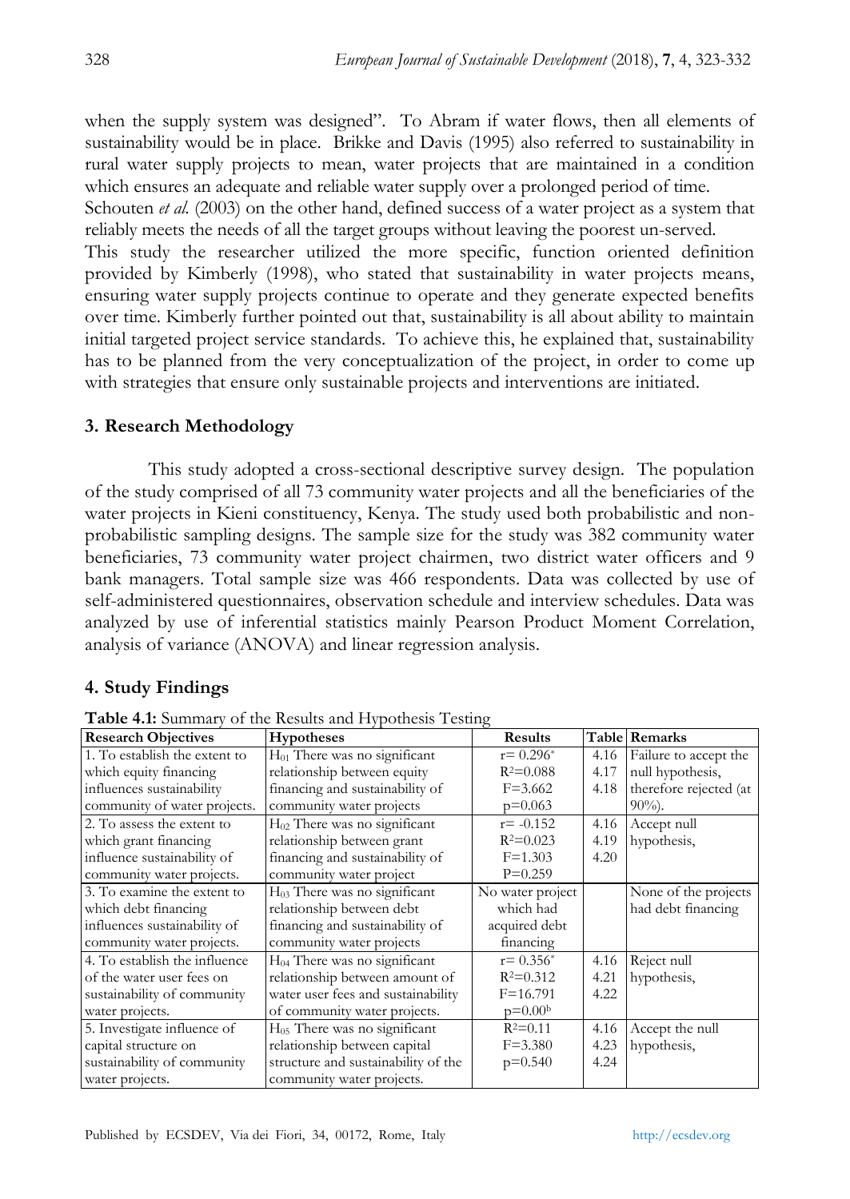when the supply system was designed". To Abram if water flows, then all elements of sustainability would be in place. Brikke and Davis (1995) also referred to sustainability in rural water supply projects to mean, water projects that are maintained in a condition which ensures an adequate and reliable water supply over a prolonged period of time.

Schouten *et al.* (2003) on the other hand, defined success of a water project as a system that reliably meets the needs of all the target groups without leaving the poorest un-served.

This study the researcher utilized the more specific, function oriented definition provided by Kimberly (1998), who stated that sustainability in water projects means, ensuring water supply projects continue to operate and they generate expected benefits over time. Kimberly further pointed out that, sustainability is all about ability to maintain initial targeted project service standards. To achieve this, he explained that, sustainability has to be planned from the very conceptualization of the project, in order to come up with strategies that ensure only sustainable projects and interventions are initiated.

## 3. Research Methodology

This study adopted a cross-sectional descriptive survey design. The population of the study comprised of all 73 community water projects and all the beneficiaries of the water projects in Kieni constituency, Kenya. The study used both probabilistic and non-probabilistic sampling designs. The sample size for the study was 382 community water beneficiaries, 73 community water project chairmen, two district water officers and 9 bank managers. Total sample size was 466 respondents. Data was collected by use of self-administered questionnaires, observation schedule and interview schedules. Data was analyzed by use of inferential statistics mainly Pearson Product Moment Correlation, analysis of variance (ANOVA) and linear regression analysis.

## 4. Study Findings

**Table 4.1:** Summary of the Results and Hypothesis Testing

| Research Objectives | Hypotheses | Results | Table | Remarks |
|---|---|---|---|---|
| 1. To establish the extent to which equity financing influences sustainability community of water projects. | $H_{01}$ There was no significant relationship between equity financing and sustainability of community water projects | $r= 0.296^*$ <br> $R^2=0.088$ <br> $F=3.662$ <br> $p=0.063$ | 4.16 <br> 4.17 <br> 4.18 | Failure to accept the null hypothesis, therefore rejected (at 90%). |
| 2. To assess the extent to which grant financing influence sustainability of community water projects. | $H_{02}$ There was no significant relationship between grant financing and sustainability of community water project | $r= -0.152$ <br> $R^2=0.023$ <br> $F=1.303$ <br> $P=0.259$ | 4.16 <br> 4.19 <br> 4.20 | Accept null hypothesis, |
| 3. To examine the extent to which debt financing influences sustainability of community water projects. | $H_{03}$ There was no significant relationship between debt financing and sustainability of community water projects | No water project which had acquired debt financing | | None of the projects had debt financing |
| 4. To establish the influence of the water user fees on sustainability of community water projects. | $H_{04}$ There was no significant relationship between amount of water user fees and sustainability of community water projects. | $r= 0.356^*$ <br> $R^2=0.312$ <br> $F=16.791$ <br> $p=0.00^b$ | 4.16 <br> 4.21 <br> 4.22 | Reject null hypothesis, |
| 5. Investigate influence of capital structure on sustainability of community water projects. | $H_{05}$ There was no significant relationship between capital structure and sustainability of the community water projects. | $R^2=0.11$ <br> $F=3.380$ <br> $p=0.540$ | 4.16 <br> 4.23 <br> 4.24 | Accept the null hypothesis, |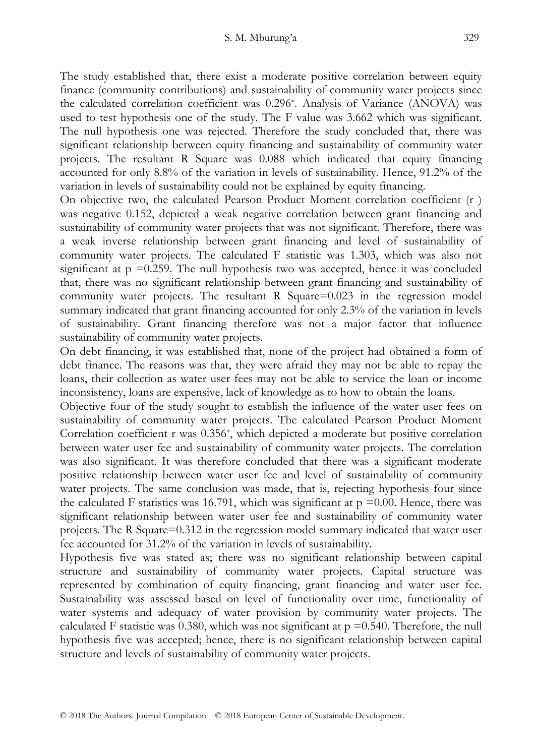The study established that, there exist a moderate positive correlation between equity finance (community contributions) and sustainability of community water projects since the calculated correlation coefficient was 0.296*. Analysis of Variance (ANOVA) was used to test hypothesis one of the study. The F value was 3.662 which was significant. The null hypothesis one was rejected. Therefore the study concluded that, there was significant relationship between equity financing and sustainability of community water projects. The resultant R Square was 0.088 which indicated that equity financing accounted for only 8.8% of the variation in levels of sustainability. Hence, 91.2% of the variation in levels of sustainability could not be explained by equity financing.

On objective two, the calculated Pearson Product Moment correlation coefficient (r ) was negative 0.152, depicted a weak negative correlation between grant financing and sustainability of community water projects that was not significant. Therefore, there was a weak inverse relationship between grant financing and level of sustainability of community water projects. The calculated F statistic was 1.303, which was also not significant at $p = 0.259$. The null hypothesis two was accepted, hence it was concluded that, there was no significant relationship between grant financing and sustainability of community water projects. The resultant R Square=0.023 in the regression model summary indicated that grant financing accounted for only 2.3% of the variation in levels of sustainability. Grant financing therefore was not a major factor that influence sustainability of community water projects.

On debt financing, it was established that, none of the project had obtained a form of debt finance. The reasons was that, they were afraid they may not be able to repay the loans, their collection as water user fees may not be able to service the loan or income inconsistency, loans are expensive, lack of knowledge as to how to obtain the loans.

Objective four of the study sought to establish the influence of the water user fees on sustainability of community water projects. The calculated Pearson Product Moment Correlation coefficient r was 0.356*, which depicted a moderate but positive correlation between water user fee and sustainability of community water projects. The correlation was also significant. It was therefore concluded that there was a significant moderate positive relationship between water user fee and level of sustainability of community water projects. The same conclusion was made, that is, rejecting hypothesis four since the calculated F statistics was 16.791, which was significant at $p = 0.00$. Hence, there was significant relationship between water user fee and sustainability of community water projects. The R Square=0.312 in the regression model summary indicated that water user fee accounted for 31.2% of the variation in levels of sustainability.

Hypothesis five was stated as; there was no significant relationship between capital structure and sustainability of community water projects. Capital structure was represented by combination of equity financing, grant financing and water user fee. Sustainability was assessed based on level of functionality over time, functionality of water systems and adequacy of water provision by community water projects. The calculated F statistic was 0.380, which was not significant at $p = 0.540$. Therefore, the null hypothesis five was accepted; hence, there is no significant relationship between capital structure and levels of sustainability of community water projects.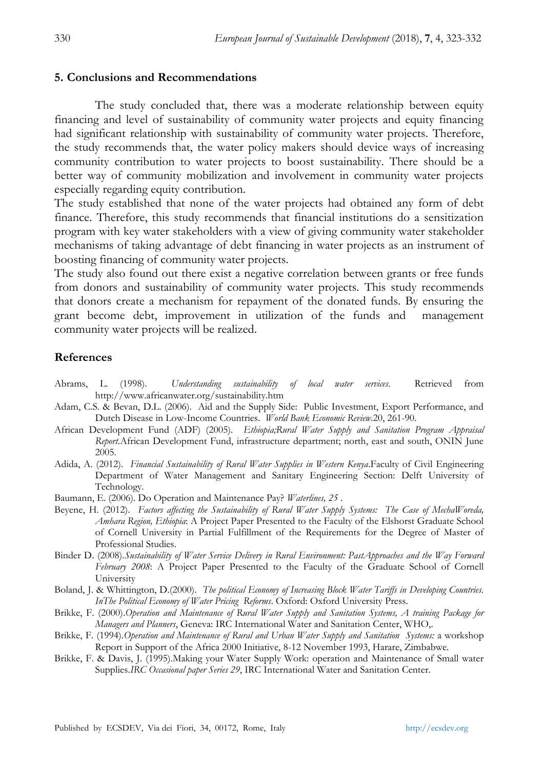## 5. Conclusions and Recommendations

The study concluded that, there was a moderate relationship between equity financing and level of sustainability of community water projects and equity financing had significant relationship with sustainability of community water projects. Therefore, the study recommends that, the water policy makers should device ways of increasing community contribution to water projects to boost sustainability. There should be a better way of community mobilization and involvement in community water projects especially regarding equity contribution.

The study established that none of the water projects had obtained any form of debt finance. Therefore, this study recommends that financial institutions do a sensitization program with key water stakeholders with a view of giving community water stakeholder mechanisms of taking advantage of debt financing in water projects as an instrument of boosting financing of community water projects.

The study also found out there exist a negative correlation between grants or free funds from donors and sustainability of community water projects. This study recommends that donors create a mechanism for repayment of the donated funds. By ensuring the grant become debt, improvement in utilization of the funds and management community water projects will be realized.

## References

Abrams, L. (1998). *Understanding sustainability of local water services*. Retrieved from http://www.africanwater.org/sustainability.htm

Adam, C.S. & Bevan, D.L. (2006). Aid and the Supply Side: Public Investment, Export Performance, and Dutch Disease in Low-Income Countries. *World Bank Economic Review*.20, 261-90.

African Development Fund (ADF) (2005). *Ethiopia;Rural Water Supply and Sanitation Program Appraisal Report*.African Development Fund, infrastructure department; north, east and south, ONIN June 2005.

Adida, A. (2012). *Financial Sustainability of Rural Water Supplies in Western Kenya*.Faculty of Civil Engineering Department of Water Management and Sanitary Engineering Section: Delft University of Technology.

Baumann, E. (2006). Do Operation and Maintenance Pay? *Waterlines, 25* .

Beyene, H. (2012). *Factors affecting the Sustainability of Rural Water Supply Systems: The Case of MechaWoreda, Amhara Region, Ethiopia*: A Project Paper Presented to the Faculty of the Elshorst Graduate School of Cornell University in Partial Fulfillment of the Requirements for the Degree of Master of Professional Studies.

Binder D. (2008).*Sustainability of Water Service Delivery in Rural Environment: PastApproaches and the Way Forward February 2008*: A Project Paper Presented to the Faculty of the Graduate School of Cornell University

Boland, J. & Whittington, D.(2000). *The political Economy of Increasing Block Water Tariffs in Developing Countries. InThe Political Economy of Water Pricing Reforms*. Oxford: Oxford University Press.

Brikke, F. (2000).*Operation and Maintenance of Rural Water Supply and Sanitation Systems, A training Package for Managers and Planners*, Geneva: IRC International Water and Sanitation Center, WHO,.

Brikke, F. (1994).*Operation and Maintenance of Rural and Urban Water Supply and Sanitation Systems:* a workshop Report in Support of the Africa 2000 Initiative, 8-12 November 1993, Harare, Zimbabwe.

Brikke, F. & Davis, J. (1995).Making your Water Supply Work: operation and Maintenance of Small water Supplies.*IRC Occasional paper Series 29*, IRC International Water and Sanitation Center.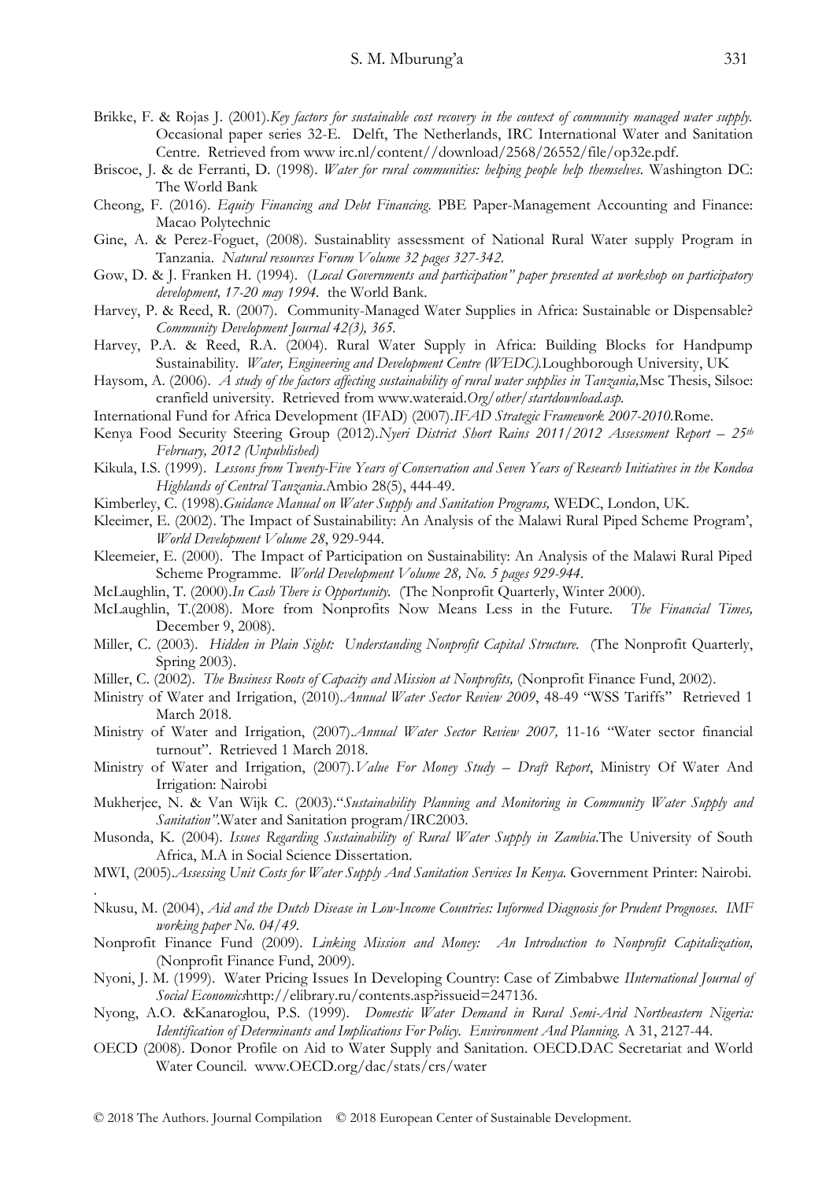Brikke, F. & Rojas J. (2001).*Key factors for sustainable cost recovery in the context of community managed water supply.* Occasional paper series 32-E. Delft, The Netherlands, IRC International Water and Sanitation Centre. Retrieved from www irc.nl/content//download/2568/26552/file/op32e.pdf.

Briscoe, J. & de Ferranti, D. (1998). *Water for rural communities: helping people help themselves.* Washington DC: The World Bank

Cheong, F. (2016). *Equity Financing and Debt Financing.* PBE Paper-Management Accounting and Finance: Macao Polytechnic

Gine, A. & Perez-Foguet, (2008). Sustainablity assessment of National Rural Water supply Program in Tanzania. *Natural resources Forum Volume 32 pages 327-342.*

Gow, D. & J. Franken H. (1994). (*Local Governments and participation" paper presented at workshop on participatory development, 17-20 may 1994.* the World Bank.

Harvey, P. & Reed, R. (2007). Community-Managed Water Supplies in Africa: Sustainable or Dispensable? *Community Development Journal 42(3), 365.*

Harvey, P.A. & Reed, R.A. (2004). Rural Water Supply in Africa: Building Blocks for Handpump Sustainability. *Water, Engineering and Development Centre (WEDC).*Loughborough University, UK

Haysom, A. (2006). *A study of the factors affecting sustainability of rural water supplies in Tanzania,*Msc Thesis, Silsoe: cranfield university. Retrieved from www.wateraid.*Org/other/startdownload.asp.*

International Fund for Africa Development (IFAD) (2007).*IFAD Strategic Framework 2007-2010.*Rome.

Kenya Food Security Steering Group (2012).*Nyeri District Short Rains 2011/2012 Assessment Report – 25th February, 2012 (Unpublished)*

Kikula, I.S. (1999). *Lessons from Twenty-Five Years of Conservation and Seven Years of Research Initiatives in the Kondoa Highlands of Central Tanzania.*Ambio 28(5), 444-49.

Kimberley, C. (1998).*Guidance Manual on Water Supply and Sanitation Programs,* WEDC, London, UK.

Kleeimer, E. (2002). The Impact of Sustainability: An Analysis of the Malawi Rural Piped Scheme Program', *World Development Volume 28*, 929-944.

Kleemeier, E. (2000). The Impact of Participation on Sustainability: An Analysis of the Malawi Rural Piped Scheme Programme. *World Development Volume 28, No. 5 pages 929-944.*

McLaughlin, T. (2000).*In Cash There is Opportunity.* (The Nonprofit Quarterly, Winter 2000).

McLaughlin, T.(2008). More from Nonprofits Now Means Less in the Future. *The Financial Times,* December 9, 2008).

Miller, C. (2003). *Hidden in Plain Sight: Understanding Nonprofit Capital Structure.* (The Nonprofit Quarterly, Spring 2003).

Miller, C. (2002). *The Business Roots of Capacity and Mission at Nonprofits,* (Nonprofit Finance Fund, 2002).

Ministry of Water and Irrigation, (2010).*Annual Water Sector Review 2009*, 48-49 "WSS Tariffs" Retrieved 1 March 2018.

Ministry of Water and Irrigation, (2007).*Annual Water Sector Review 2007,* 11-16 "Water sector financial turnout". Retrieved 1 March 2018.

Ministry of Water and Irrigation, (2007).*Value For Money Study – Draft Report*, Ministry Of Water And Irrigation: Nairobi

Mukherjee, N. & Van Wijk C. (2003)."*Sustainability Planning and Monitoring in Community Water Supply and Sanitation".*Water and Sanitation program/IRC2003.

Musonda, K. (2004). *Issues Regarding Sustainability of Rural Water Supply in Zambia.*The University of South Africa, M.A in Social Science Dissertation.

MWI, (2005).*Assessing Unit Costs for Water Supply And Sanitation Services In Kenya.* Government Printer: Nairobi.

Nkusu, M. (2004), *Aid and the Dutch Disease in Low-Income Countries: Informed Diagnosis for Prudent Prognoses. IMF working paper No. 04/49.*

Nonprofit Finance Fund (2009). *Linking Mission and Money: An Introduction to Nonprofit Capitalization,* (Nonprofit Finance Fund, 2009).

Nyoni, J. M. (1999). Water Pricing Issues In Developing Country: Case of Zimbabwe *IInternational Journal of Social Economics*http://elibrary.ru/contents.asp?issueid=247136.

Nyong, A.O. &Kanaroglou, P.S. (1999). *Domestic Water Demand in Rural Semi-Arid Northeastern Nigeria: Identification of Determinants and Implications For Policy. Environment And Planning.* A 31, 2127-44.

OECD (2008). Donor Profile on Aid to Water Supply and Sanitation. OECD.DAC Secretariat and World Water Council. www.OECD.org/dac/stats/crs/water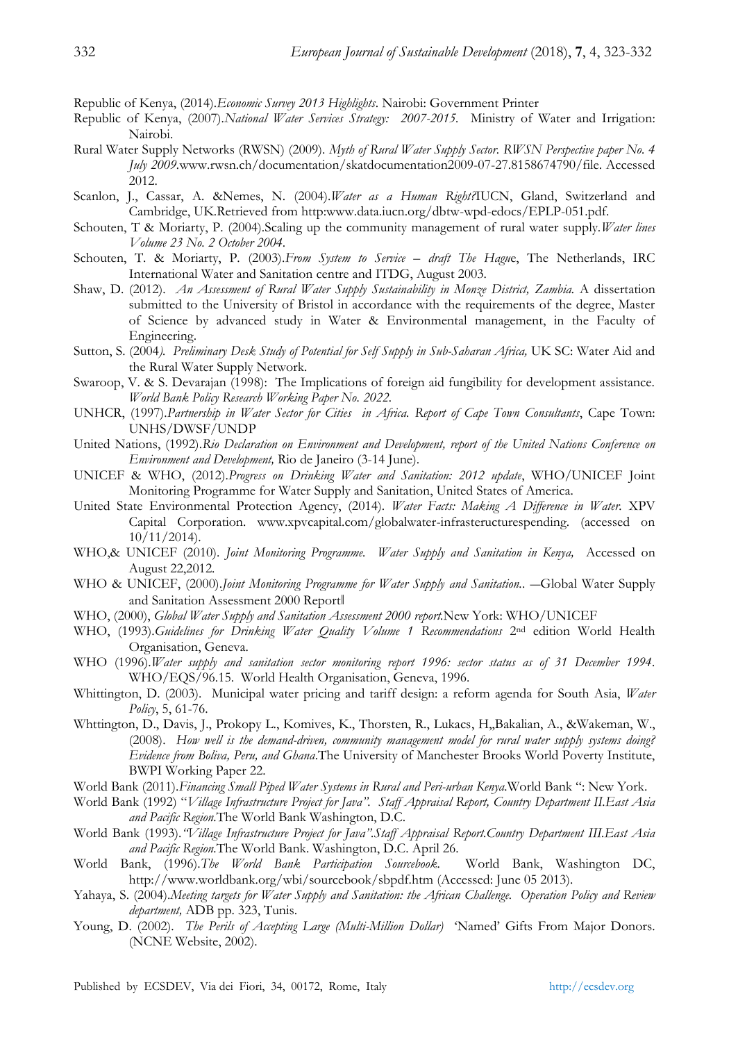Republic of Kenya, (2014).*Economic Survey 2013 Highlights*. Nairobi: Government Printer

Republic of Kenya, (2007).*National Water Services Strategy: 2007-2015.* Ministry of Water and Irrigation: Nairobi.

Rural Water Supply Networks (RWSN) (2009). *Myth of Rural Water Supply Sector. RWSN Perspective paper No. 4 July 2009*.www.rwsn.ch/documentation/skatdocumentation2009-07-27.8158674790/file. Accessed 2012.

Scanlon, J., Cassar, A. &Nemes, N. (2004).*Water as a Human Right?*IUCN, Gland, Switzerland and Cambridge, UK.Retrieved from http:www.data.iucn.org/dbtw-wpd-edocs/EPLP-051.pdf.

Schouten, T & Moriarty, P. (2004).Scaling up the community management of rural water supply.*Water lines Volume 23 No. 2 October 2004*.

Schouten, T. & Moriarty, P. (2003).*From System to Service – draft The Hagu*e, The Netherlands, IRC International Water and Sanitation centre and ITDG, August 2003.

Shaw, D. (2012). *An Assessment of Rural Water Supply Sustainability in Monze District, Zambia.* A dissertation submitted to the University of Bristol in accordance with the requirements of the degree, Master of Science by advanced study in Water & Environmental management, in the Faculty of Engineering.

Sutton, S. (2004*). Preliminary Desk Study of Potential for Self Supply in Sub-Saharan Africa,* UK SC: Water Aid and the Rural Water Supply Network.

Swaroop, V. & S. Devarajan (1998): The Implications of foreign aid fungibility for development assistance. *World Bank Policy Research Working Paper No. 2022.*

UNHCR, (1997).*Partnership in Water Sector for Cities in Africa. Report of Cape Town Consultants*, Cape Town: UNHS/DWSF/UNDP

United Nations, (1992).*Rio Declaration on Environment and Development, report of the United Nations Conference on Environment and Development,* Rio de Janeiro (3-14 June).

UNICEF & WHO, (2012).*Progress on Drinking Water and Sanitation: 2012 update*, WHO/UNICEF Joint Monitoring Programme for Water Supply and Sanitation, United States of America.

United State Environmental Protection Agency, (2014). *Water Facts: Making A Difference in Water.* XPV Capital Corporation. www.xpvcapital.com/globalwater-infrasteructurespending. (accessed on 10/11/2014).

WHO,& UNICEF (2010). *Joint Monitoring Programme. Water Supply and Sanitation in Kenya,* Accessed on August 22,2012.

WHO & UNICEF, (2000).*Joint Monitoring Programme for Water Supply and Sanitation.*. ―Global Water Supply and Sanitation Assessment 2000 Report‖

WHO, (2000), *Global Water Supply and Sanitation Assessment 2000 report.*New York: WHO/UNICEF

WHO, (1993).*Guidelines for Drinking Water Quality Volume 1 Recommendations* 2nd edition World Health Organisation, Geneva.

WHO (1996).*Water supply and sanitation sector monitoring report 1996: sector status as of 31 December 1994*. WHO/EQS/96.15. World Health Organisation, Geneva, 1996.

Whittington, D. (2003). Municipal water pricing and tariff design: a reform agenda for South Asia, *Water Policy*, 5, 61-76.

Whttington, D., Davis, J., Prokopy L., Komives, K., Thorsten, R., Lukacs, H,,Bakalian, A., &Wakeman, W., (2008). *How well is the demand-driven, community management model for rural water supply systems doing? Evidence from Boliva, Peru, and Ghana*.The University of Manchester Brooks World Poverty Institute, BWPI Working Paper 22.

World Bank (2011).*Financing Small Piped Water Systems in Rural and Peri-urban Kenya.*World Bank ": New York.

World Bank (1992) "*Village Infrastructure Project for Java". Staff Appraisal Report, Country Department II.East Asia and Pacific Region.*The World Bank Washington, D.C.

World Bank (1993).*"Village Infrastructure Project for Java".Staff Appraisal Report.Country Department III.East Asia and Pacific Region.*The World Bank. Washington, D.C. April 26.

World Bank, (1996).*The World Bank Participation Sourcebook*. World Bank, Washington DC, http://www.worldbank.org/wbi/sourcebook/sbpdf.htm (Accessed: June 05 2013).

Yahaya, S. (2004).*Meeting targets for Water Supply and Sanitation: the African Challenge. Operation Policy and Review department,* ADB pp. 323, Tunis.

Young, D. (2002). *The Perils of Accepting Large (Multi-Million Dollar)* 'Named' Gifts From Major Donors. (NCNE Website, 2002).